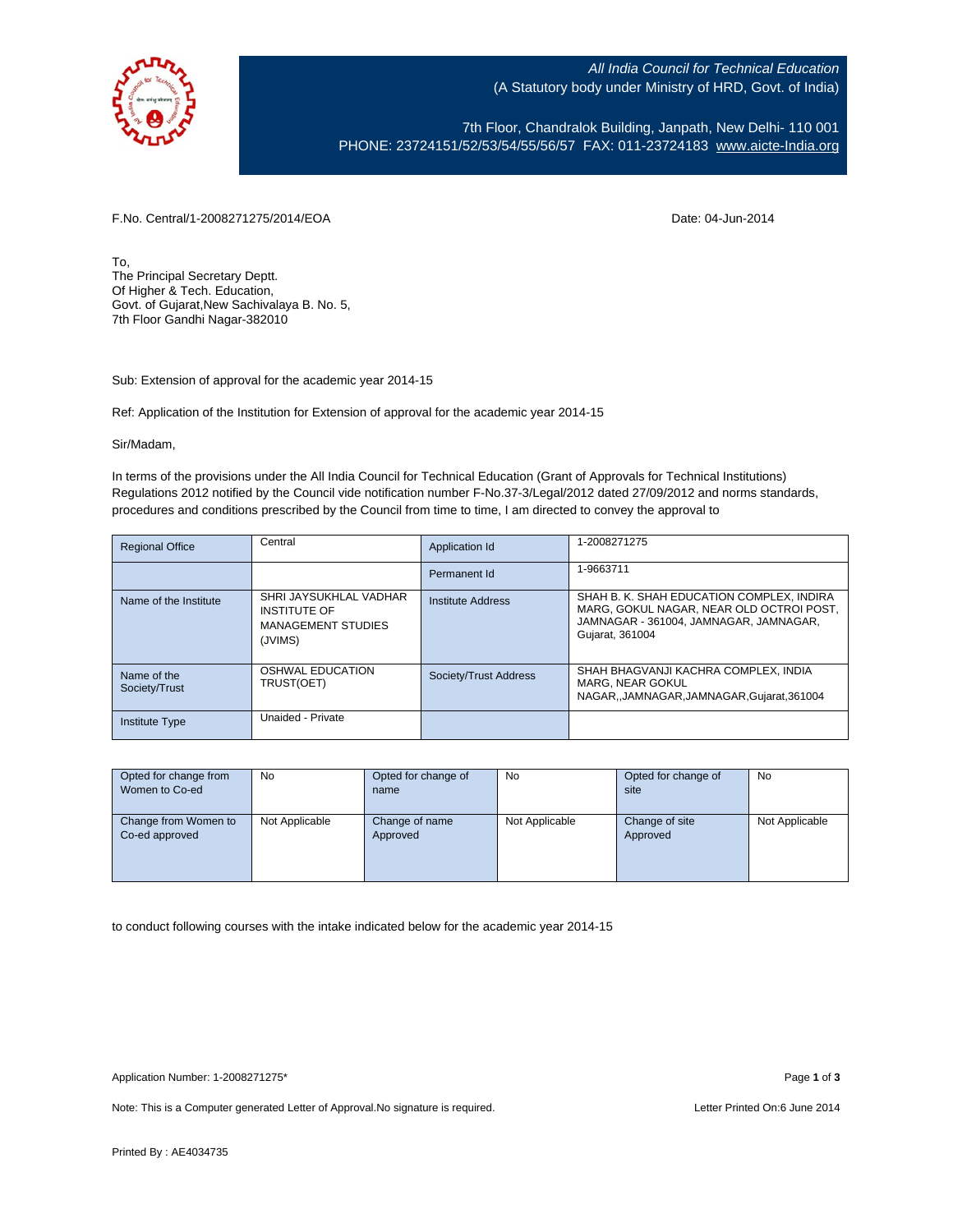*All India Council for Technical Education*
(A Statutory body under Ministry of HRD, Govt. of India)

7th Floor, Chandralok Building, Janpath, New Delhi- 110 001
PHONE: 23724151/52/53/54/55/56/57 FAX: 011-23724183 www.aicte-India.org

F.No. Central/1-2008271275/2014/EOA

Date: 04-Jun-2014

To,
The Principal Secretary Deptt.
Of Higher & Tech. Education,
Govt. of Gujarat,New Sachivalaya B. No. 5,
7th Floor Gandhi Nagar-382010

Sub: Extension of approval for the academic year 2014-15

Ref: Application of the Institution for Extension of approval for the academic year 2014-15

Sir/Madam,

In terms of the provisions under the All India Council for Technical Education (Grant of Approvals for Technical Institutions) Regulations 2012 notified by the Council vide notification number F-No.37-3/Legal/2012 dated 27/09/2012 and norms standards, procedures and conditions prescribed by the Council from time to time, I am directed to convey the approval to

| | | | |
|---|---|---|---|
| Regional Office | Central | Application Id | 1-2008271275 |
| | | Permanent Id | 1-9663711 |
| Name of the Institute | SHRI JAYSUKHLAL VADHAR INSTITUTE OF MANAGEMENT STUDIES (JVIMS) | Institute Address | SHAH B. K. SHAH EDUCATION COMPLEX, INDIRA MARG, GOKUL NAGAR, NEAR OLD OCTROI POST, JAMNAGAR - 361004, JAMNAGAR, JAMNAGAR, Gujarat, 361004 |
| Name of the Society/Trust | OSHWAL EDUCATION TRUST(OET) | Society/Trust Address | SHAH BHAGVANJI KACHRA COMPLEX, INDIA MARG, NEAR GOKUL NAGAR,,JAMNAGAR,JAMNAGAR,Gujarat,361004 |
| Institute Type | Unaided - Private | | |

| | | | | | |
|---|---|---|---|---|---|
| Opted for change from Women to Co-ed | No | Opted for change of name | No | Opted for change of site | No |
| Change from Women to Co-ed approved | Not Applicable | Change of name Approved | Not Applicable | Change of site Approved | Not Applicable |

to conduct following courses with the intake indicated below for the academic year 2014-15

Application Number: 1-2008271275*

Note: This is a Computer generated Letter of Approval.No signature is required.

Letter Printed On:6 June 2014

Printed By : AE4034735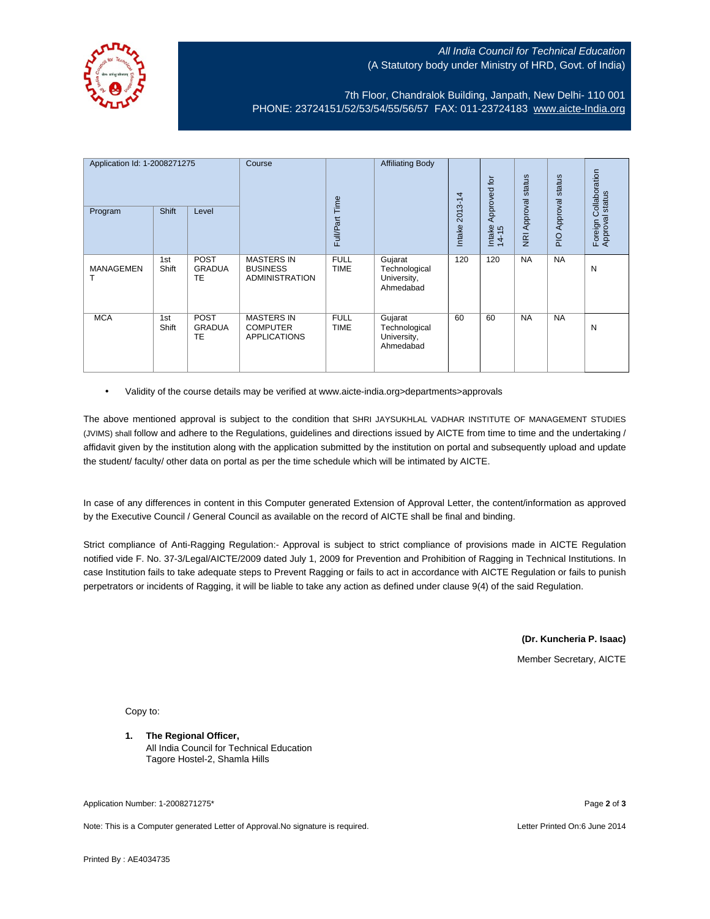All India Council for Technical Education
(A Statutory body under Ministry of HRD, Govt. of India)

7th Floor, Chandralok Building, Janpath, New Delhi- 110 001
PHONE: 23724151/52/53/54/55/56/57 FAX: 011-23724183 www.aicte-India.org

| Application Id: 1-2008271275 | | | Course | Full/Part Time | Affiliating Body | Intake 2013-14 | Intake Approved for 14-15 | NRI Approval status | PIO Approval status | Foreign Collaboration Approval status |
|---|---|---|---|---|---|---|---|---|---|---|
| Program | Shift | Level | | | | | | | | |
| MANAGEMENT | 1st Shift | POST GRADUATE | MASTERS IN BUSINESS ADMINISTRATION | FULL TIME | Gujarat Technological University, Ahmedabad | 120 | 120 | NA | NA | N |
| MCA | 1st Shift | POST GRADUATE | MASTERS IN COMPUTER APPLICATIONS | FULL TIME | Gujarat Technological University, Ahmedabad | 60 | 60 | NA | NA | N |

- Validity of the course details may be verified at www.aicte-india.org>departments>approvals

The above mentioned approval is subject to the condition that SHRI JAYSUKHLAL VADHAR INSTITUTE OF MANAGEMENT STUDIES (JVIMS) shall follow and adhere to the Regulations, guidelines and directions issued by AICTE from time to time and the undertaking / affidavit given by the institution along with the application submitted by the institution on portal and subsequently upload and update the student/ faculty/ other data on portal as per the time schedule which will be intimated by AICTE.

In case of any differences in content in this Computer generated Extension of Approval Letter, the content/information as approved by the Executive Council / General Council as available on the record of AICTE shall be final and binding.

Strict compliance of Anti-Ragging Regulation:- Approval is subject to strict compliance of provisions made in AICTE Regulation notified vide F. No. 37-3/Legal/AICTE/2009 dated July 1, 2009 for Prevention and Prohibition of Ragging in Technical Institutions. In case Institution fails to take adequate steps to Prevent Ragging or fails to act in accordance with AICTE Regulation or fails to punish perpetrators or incidents of Ragging, it will be liable to take any action as defined under clause 9(4) of the said Regulation.

**(Dr. Kuncheria P. Isaac)**

Member Secretary, AICTE

Copy to:

1. **The Regional Officer,**
   All India Council for Technical Education
   Tagore Hostel-2, Shamla Hills

Application Number: 1-2008271275*

Note: This is a Computer generated Letter of Approval.No signature is required.

Letter Printed On:6 June 2014

Printed By : AE4034735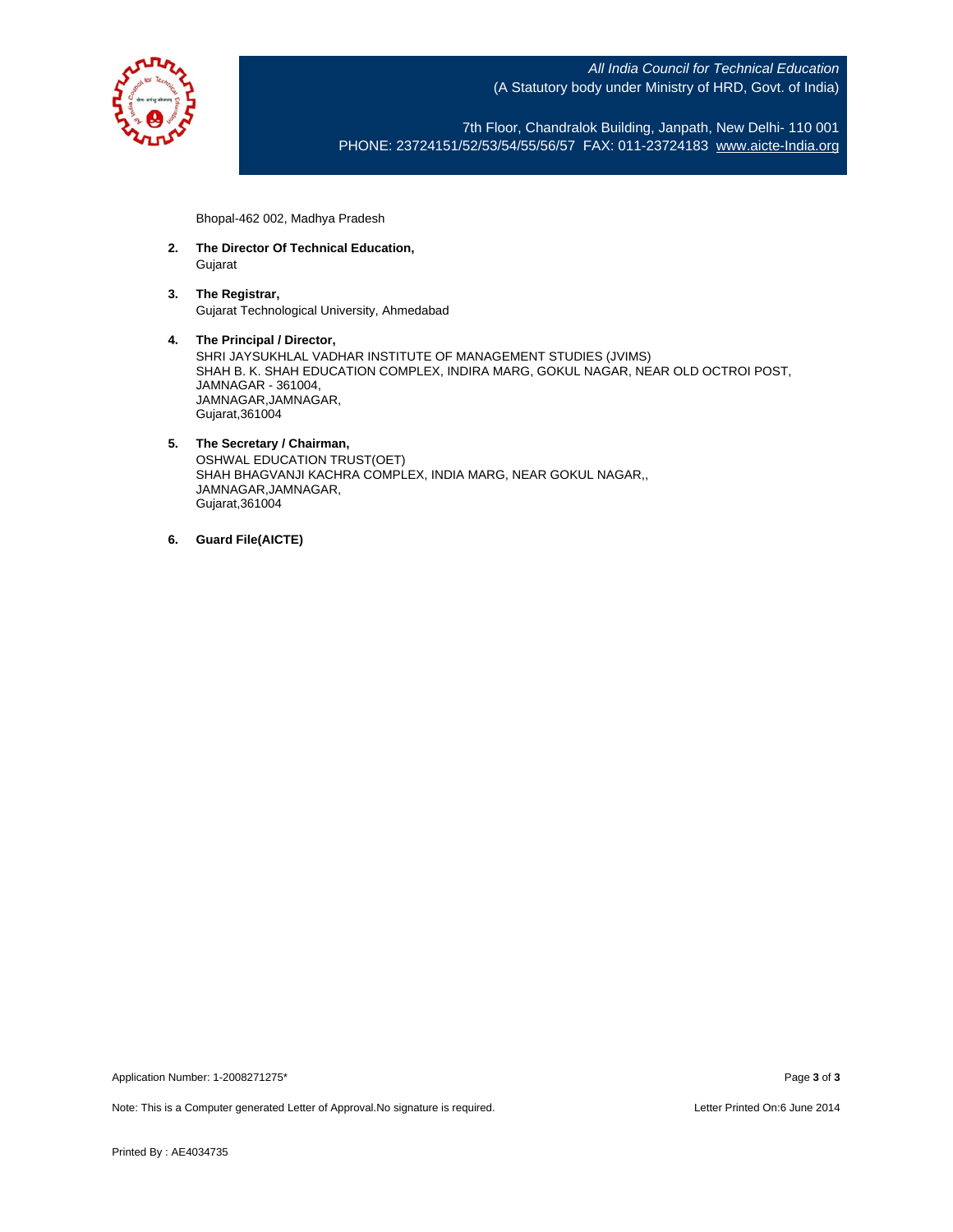Bhopal-462 002, Madhya Pradesh

2. **The Director Of Technical Education,**
   Gujarat

3. **The Registrar,**
   Gujarat Technological University, Ahmedabad

4. **The Principal / Director,**
   SHRI JAYSUKHLAL VADHAR INSTITUTE OF MANAGEMENT STUDIES (JVIMS)
   SHAH B. K. SHAH EDUCATION COMPLEX, INDIRA MARG, GOKUL NAGAR, NEAR OLD OCTROI POST,
   JAMNAGAR - 361004,
   JAMNAGAR,JAMNAGAR,
   Gujarat,361004

5. **The Secretary / Chairman,**
   OSHWAL EDUCATION TRUST(OET)
   SHAH BHAGVANJI KACHRA COMPLEX, INDIA MARG, NEAR GOKUL NAGAR,,
   JAMNAGAR,JAMNAGAR,
   Gujarat,361004

6. **Guard File(AICTE)**

Application Number: 1-2008271275*

Note: This is a Computer generated Letter of Approval.No signature is required.

Letter Printed On:6 June 2014

Printed By : AE4034735